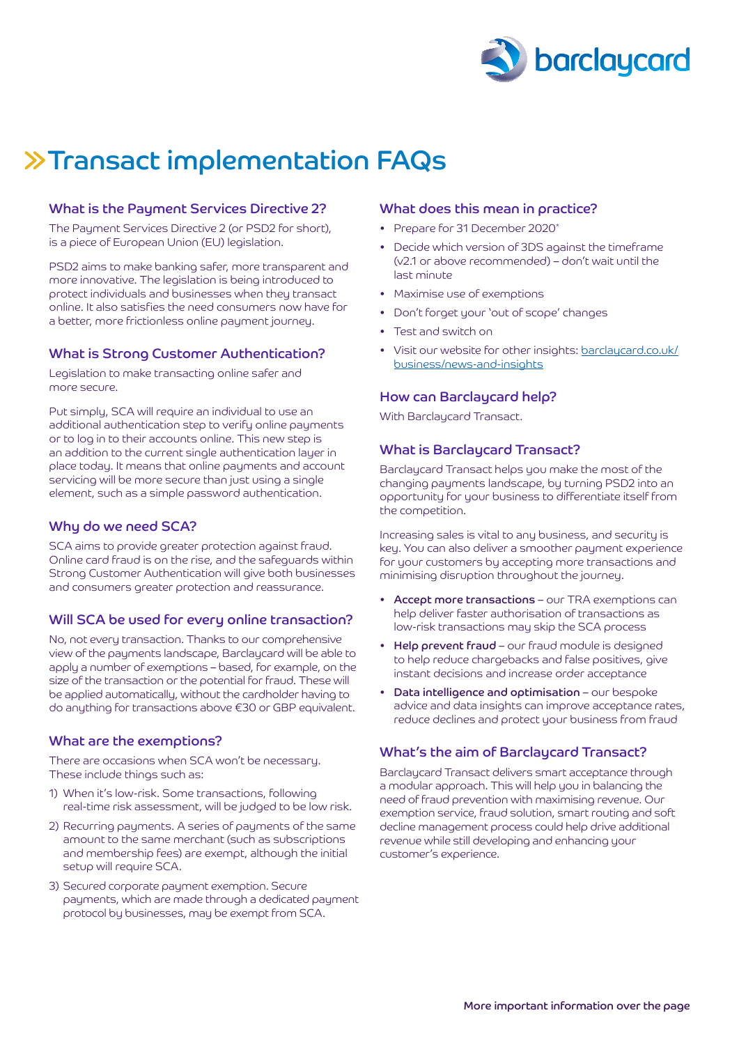# Transact implementation FAQs

## What is the Payment Services Directive 2?

The Payment Services Directive 2 (or PSD2 for short), is a piece of European Union (EU) legislation.

PSD2 aims to make banking safer, more transparent and more innovative. The legislation is being introduced to protect individuals and businesses when they transact online. It also satisfies the need consumers now have for a better, more frictionless online payment journey.

## What is Strong Customer Authentication?

Legislation to make transacting online safer and more secure.

Put simply, SCA will require an individual to use an additional authentication step to verify online payments or to log in to their accounts online. This new step is an addition to the current single authentication layer in place today. It means that online payments and account servicing will be more secure than just using a single element, such as a simple password authentication.

## Why do we need SCA?

SCA aims to provide greater protection against fraud. Online card fraud is on the rise, and the safeguards within Strong Customer Authentication will give both businesses and consumers greater protection and reassurance.

## Will SCA be used for every online transaction?

No, not every transaction. Thanks to our comprehensive view of the payments landscape, Barclaycard will be able to apply a number of exemptions – based, for example, on the size of the transaction or the potential for fraud. These will be applied automatically, without the cardholder having to do anything for transactions above €30 or GBP equivalent.

## What are the exemptions?

There are occasions when SCA won't be necessary. These include things such as:

1) When it's low-risk. Some transactions, following real-time risk assessment, will be judged to be low risk.
2) Recurring payments. A series of payments of the same amount to the same merchant (such as subscriptions and membership fees) are exempt, although the initial setup will require SCA.
3) Secured corporate payment exemption. Secure payments, which are made through a dedicated payment protocol by businesses, may be exempt from SCA.

## What does this mean in practice?

- Prepare for 31 December 2020*
- Decide which version of 3DS against the timeframe (v2.1 or above recommended) – don't wait until the last minute
- Maximise use of exemptions
- Don't forget your 'out of scope' changes
- Test and switch on
- Visit our website for other insights: barclaycard.co.uk/business/news-and-insights

## How can Barclaycard help?

With Barclaycard Transact.

## What is Barclaycard Transact?

Barclaycard Transact helps you make the most of the changing payments landscape, by turning PSD2 into an opportunity for your business to differentiate itself from the competition.

Increasing sales is vital to any business, and security is key. You can also deliver a smoother payment experience for your customers by accepting more transactions and minimising disruption throughout the journey.

- **Accept more transactions** – our TRA exemptions can help deliver faster authorisation of transactions as low-risk transactions may skip the SCA process
- **Help prevent fraud** – our fraud module is designed to help reduce chargebacks and false positives, give instant decisions and increase order acceptance
- **Data intelligence and optimisation** – our bespoke advice and data insights can improve acceptance rates, reduce declines and protect your business from fraud

## What's the aim of Barclaycard Transact?

Barclaycard Transact delivers smart acceptance through a modular approach. This will help you in balancing the need of fraud prevention with maximising revenue. Our exemption service, fraud solution, smart routing and soft decline management process could help drive additional revenue while still developing and enhancing your customer's experience.

**More important information over the page**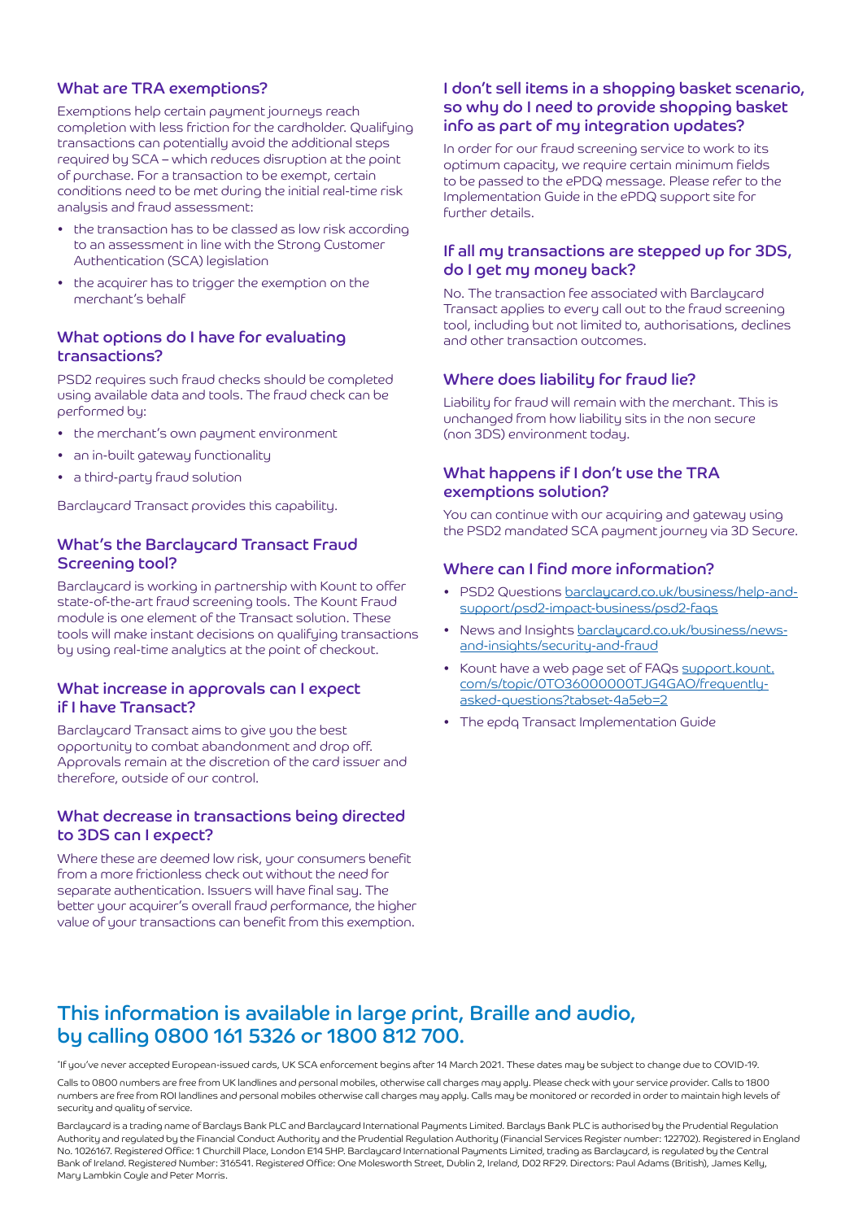### What are TRA exemptions?

Exemptions help certain payment journeys reach completion with less friction for the cardholder. Qualifying transactions can potentially avoid the additional steps required by SCA – which reduces disruption at the point of purchase. For a transaction to be exempt, certain conditions need to be met during the initial real-time risk analysis and fraud assessment:

- the transaction has to be classed as low risk according to an assessment in line with the Strong Customer Authentication (SCA) legislation
- the acquirer has to trigger the exemption on the merchant's behalf

### What options do I have for evaluating transactions?

PSD2 requires such fraud checks should be completed using available data and tools. The fraud check can be performed by:

- the merchant's own payment environment
- an in-built gateway functionality
- a third-party fraud solution

Barclaycard Transact provides this capability.

### What's the Barclaycard Transact Fraud Screening tool?

Barclaycard is working in partnership with Kount to offer state-of-the-art fraud screening tools. The Kount Fraud module is one element of the Transact solution. These tools will make instant decisions on qualifying transactions by using real-time analytics at the point of checkout.

### What increase in approvals can I expect if I have Transact?

Barclaycard Transact aims to give you the best opportunity to combat abandonment and drop off. Approvals remain at the discretion of the card issuer and therefore, outside of our control.

### What decrease in transactions being directed to 3DS can I expect?

Where these are deemed low risk, your consumers benefit from a more frictionless check out without the need for separate authentication. Issuers will have final say. The better your acquirer's overall fraud performance, the higher value of your transactions can benefit from this exemption.

### I don't sell items in a shopping basket scenario, so why do I need to provide shopping basket info as part of my integration updates?

In order for our fraud screening service to work to its optimum capacity, we require certain minimum fields to be passed to the ePDQ message. Please refer to the Implementation Guide in the ePDQ support site for further details.

### If all my transactions are stepped up for 3DS, do I get my money back?

No. The transaction fee associated with Barclaycard Transact applies to every call out to the fraud screening tool, including but not limited to, authorisations, declines and other transaction outcomes.

### Where does liability for fraud lie?

Liability for fraud will remain with the merchant. This is unchanged from how liability sits in the non secure (non 3DS) environment today.

### What happens if I don't use the TRA exemptions solution?

You can continue with our acquiring and gateway using the PSD2 mandated SCA payment journey via 3D Secure.

### Where can I find more information?

- PSD2 Questions barclaycard.co.uk/business/help-and-support/psd2-impact-business/psd2-faqs
- News and Insights barclaycard.co.uk/business/news-and-insights/security-and-fraud
- Kount have a web page set of FAQs support.kount.com/s/topic/0TO36000000TJG4GAO/frequently-asked-questions?tabset-4a5eb=2
- The epdq Transact Implementation Guide

## This information is available in large print, Braille and audio, by calling 0800 161 5326 or 1800 812 700.

*If you've never accepted European-issued cards, UK SCA enforcement begins after 14 March 2021. These dates may be subject to change due to COVID-19.

Calls to 0800 numbers are free from UK landlines and personal mobiles, otherwise call charges may apply. Please check with your service provider. Calls to 1800 numbers are free from ROI landlines and personal mobiles otherwise call charges may apply. Calls may be monitored or recorded in order to maintain high levels of security and quality of service.

Barclaycard is a trading name of Barclays Bank PLC and Barclaycard International Payments Limited. Barclays Bank PLC is authorised by the Prudential Regulation Authority and regulated by the Financial Conduct Authority and the Prudential Regulation Authority (Financial Services Register number: 122702). Registered in England No. 1026167. Registered Office: 1 Churchill Place, London E14 5HP. Barclaycard International Payments Limited, trading as Barclaycard, is regulated by the Central Bank of Ireland. Registered Number: 316541. Registered Office: One Molesworth Street, Dublin 2, Ireland, D02 RF29. Directors: Paul Adams (British), James Kelly, Mary Lambkin Coyle and Peter Morris.